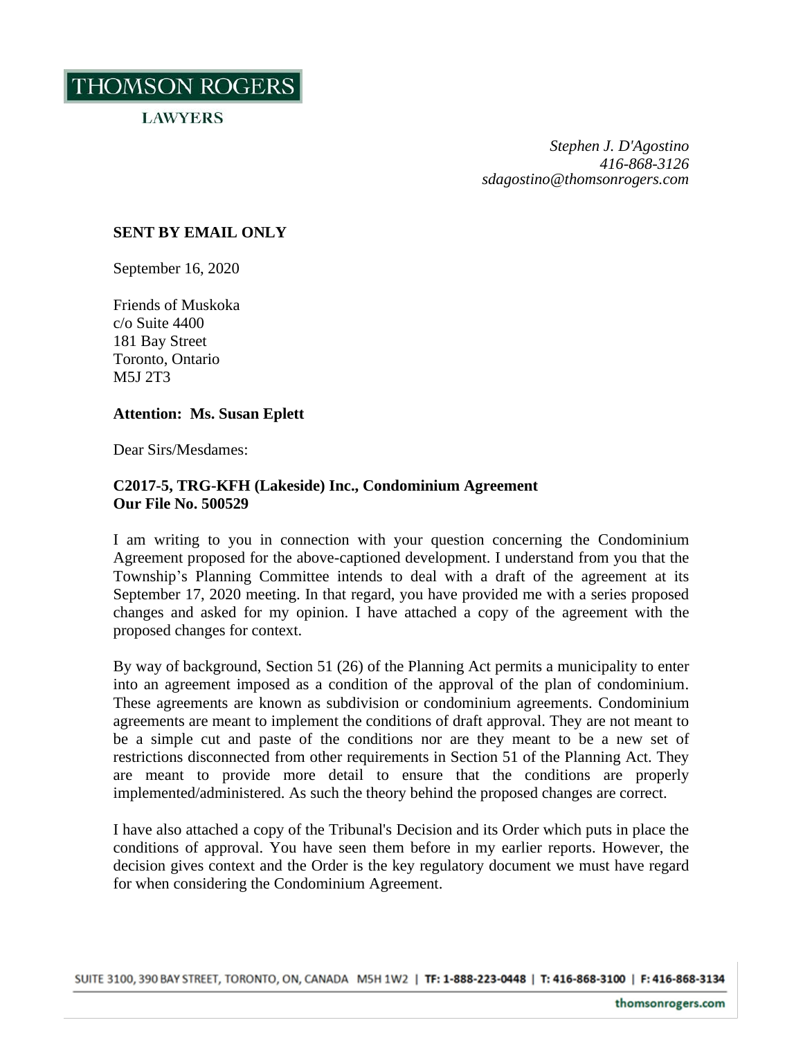THOMSON ROGERS

LAWYERS

*Stephen J. D'Agostino*
*416-868-3126*
*sdagostino@thomsonrogers.com*

**SENT BY EMAIL ONLY**

September 16, 2020

Friends of Muskoka
c/o Suite 4400
181 Bay Street
Toronto, Ontario
M5J 2T3

**Attention: Ms. Susan Eplett**

Dear Sirs/Mesdames:

**C2017-5, TRG-KFH (Lakeside) Inc., Condominium Agreement**
**Our File No. 500529**

I am writing to you in connection with your question concerning the Condominium Agreement proposed for the above-captioned development. I understand from you that the Township's Planning Committee intends to deal with a draft of the agreement at its September 17, 2020 meeting. In that regard, you have provided me with a series proposed changes and asked for my opinion. I have attached a copy of the agreement with the proposed changes for context.

By way of background, Section 51 (26) of the Planning Act permits a municipality to enter into an agreement imposed as a condition of the approval of the plan of condominium. These agreements are known as subdivision or condominium agreements. Condominium agreements are meant to implement the conditions of draft approval. They are not meant to be a simple cut and paste of the conditions nor are they meant to be a new set of restrictions disconnected from other requirements in Section 51 of the Planning Act. They are meant to provide more detail to ensure that the conditions are properly implemented/administered. As such the theory behind the proposed changes are correct.

I have also attached a copy of the Tribunal's Decision and its Order which puts in place the conditions of approval. You have seen them before in my earlier reports. However, the decision gives context and the Order is the key regulatory document we must have regard for when considering the Condominium Agreement.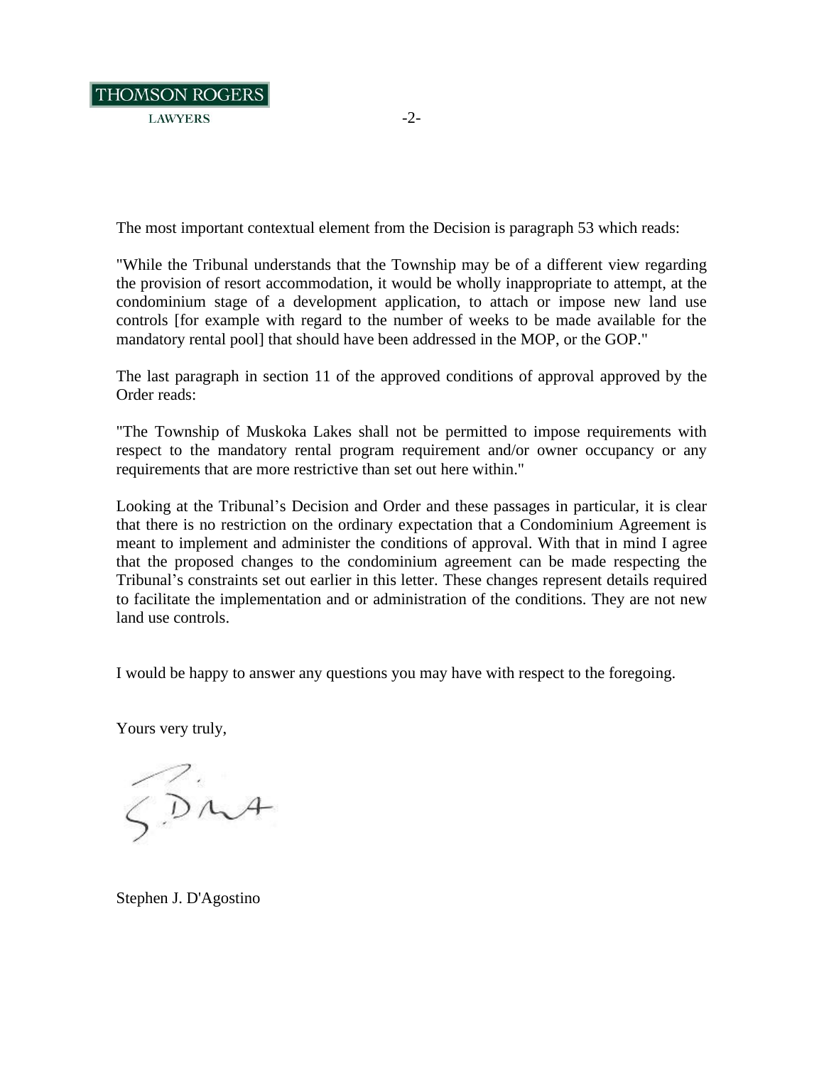The most important contextual element from the Decision is paragraph 53 which reads:

"While the Tribunal understands that the Township may be of a different view regarding the provision of resort accommodation, it would be wholly inappropriate to attempt, at the condominium stage of a development application, to attach or impose new land use controls [for example with regard to the number of weeks to be made available for the mandatory rental pool] that should have been addressed in the MOP, or the GOP."

The last paragraph in section 11 of the approved conditions of approval approved by the Order reads:

"The Township of Muskoka Lakes shall not be permitted to impose requirements with respect to the mandatory rental program requirement and/or owner occupancy or any requirements that are more restrictive than set out here within."

Looking at the Tribunal's Decision and Order and these passages in particular, it is clear that there is no restriction on the ordinary expectation that a Condominium Agreement is meant to implement and administer the conditions of approval. With that in mind I agree that the proposed changes to the condominium agreement can be made respecting the Tribunal's constraints set out earlier in this letter. These changes represent details required to facilitate the implementation and or administration of the conditions. They are not new land use controls.

I would be happy to answer any questions you may have with respect to the foregoing.

Yours very truly,

Stephen J. D'Agostino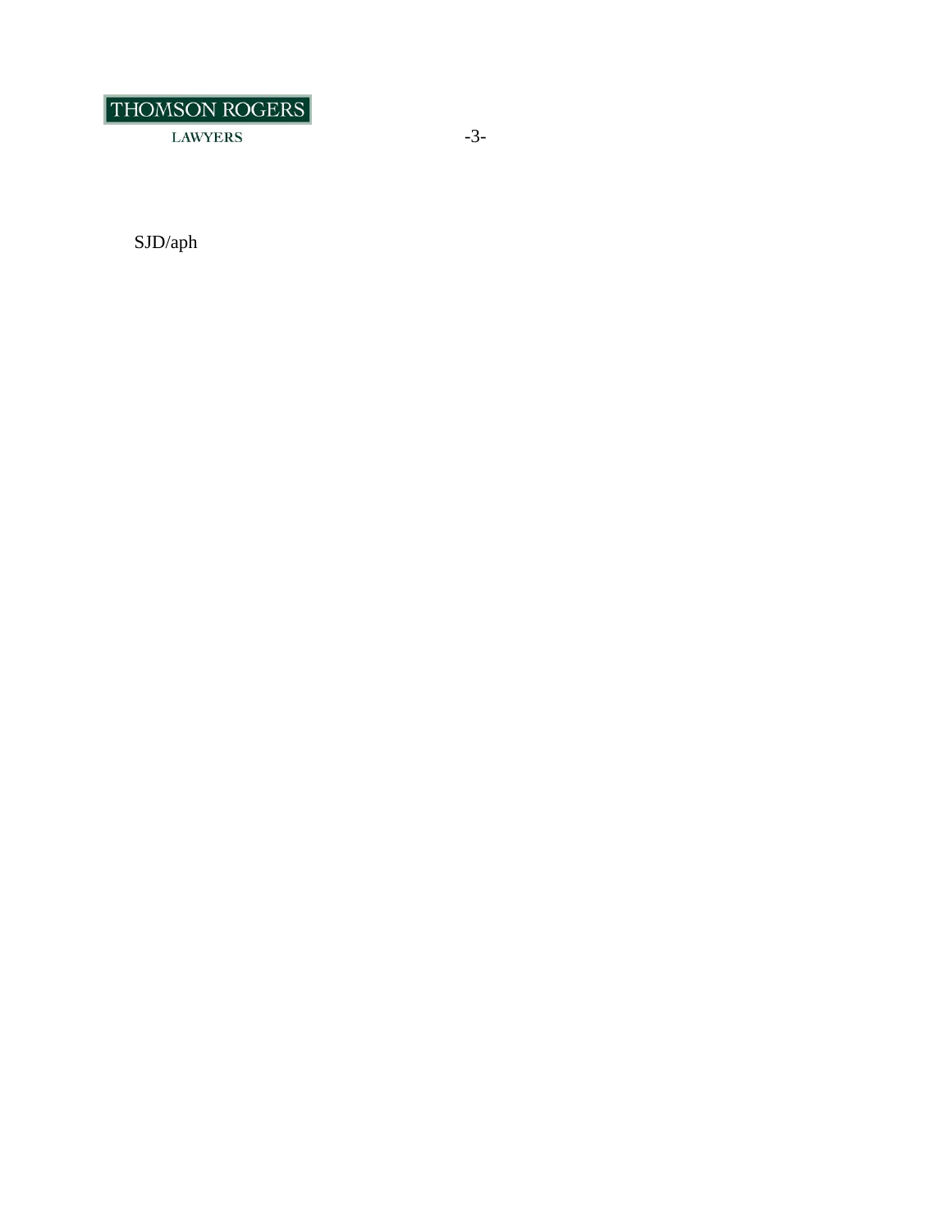SJD/aph